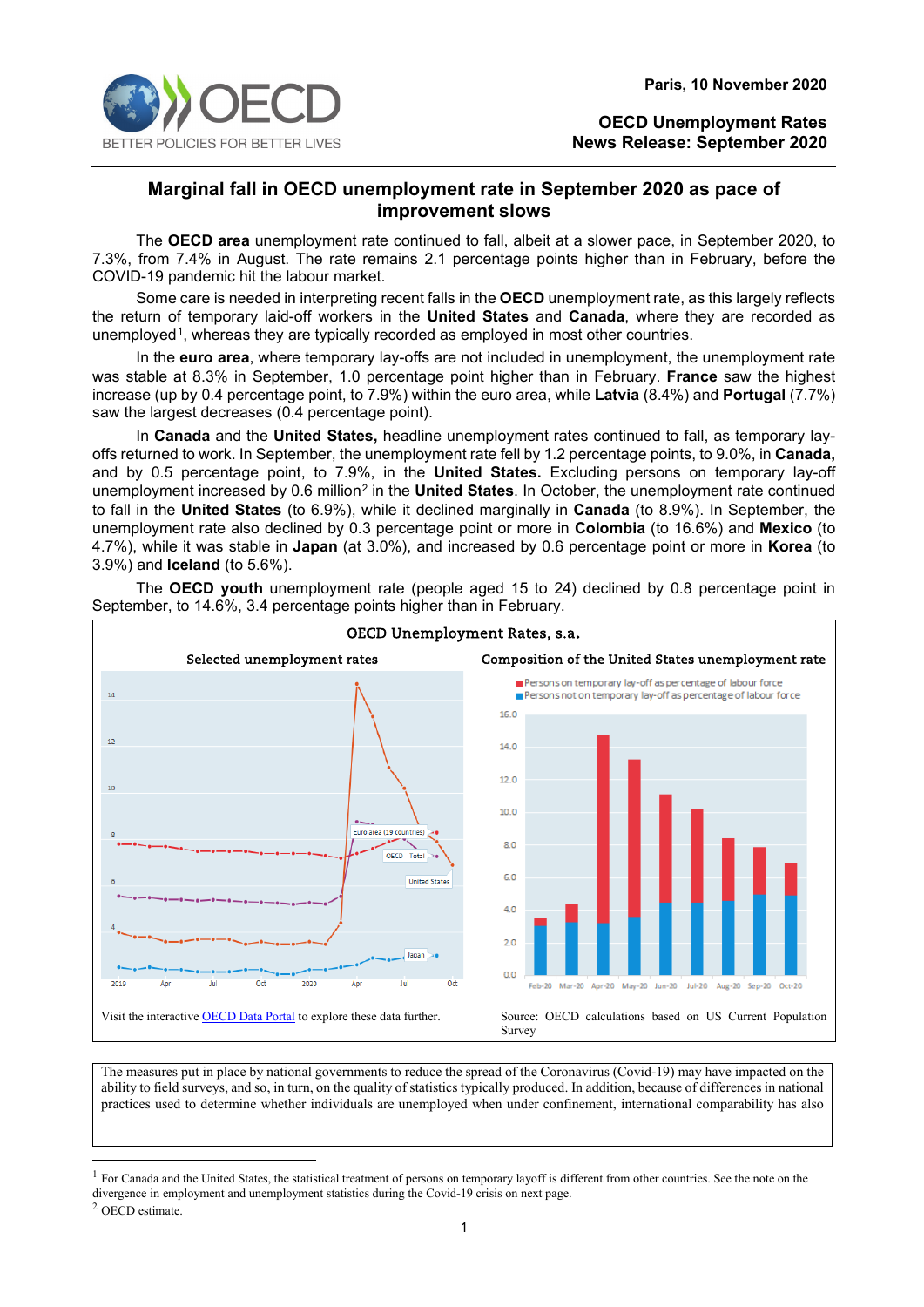Paris, 10 November 2020

**OECD Unemployment Rates**
**News Release: September 2020**

## Marginal fall in OECD unemployment rate in September 2020 as pace of improvement slows

The **OECD area** unemployment rate continued to fall, albeit at a slower pace, in September 2020, to 7.3%, from 7.4% in August. The rate remains 2.1 percentage points higher than in February, before the COVID-19 pandemic hit the labour market.

Some care is needed in interpreting recent falls in the **OECD** unemployment rate, as this largely reflects the return of temporary laid-off workers in the **United States** and **Canada**, where they are recorded as unemployed[1], whereas they are typically recorded as employed in most other countries.

In the **euro area**, where temporary lay-offs are not included in unemployment, the unemployment rate was stable at 8.3% in September, 1.0 percentage point higher than in February. **France** saw the highest increase (up by 0.4 percentage point, to 7.9%) within the euro area, while **Latvia** (8.4%) and **Portugal** (7.7%) saw the largest decreases (0.4 percentage point).

In **Canada** and the **United States,** headline unemployment rates continued to fall, as temporary lay-offs returned to work. In September, the unemployment rate fell by 1.2 percentage points, to 9.0%, in **Canada,** and by 0.5 percentage point, to 7.9%, in the **United States.** Excluding persons on temporary lay-off unemployment increased by 0.6 million[2] in the **United States**. In October, the unemployment rate continued to fall in the **United States** (to 6.9%), while it declined marginally in **Canada** (to 8.9%). In September, the unemployment rate also declined by 0.3 percentage point or more in **Colombia** (to 16.6%) and **Mexico** (to 4.7%), while it was stable in **Japan** (at 3.0%), and increased by 0.6 percentage point or more in **Korea** (to 3.9%) and **Iceland** (to 5.6%).

The **OECD youth** unemployment rate (people aged 15 to 24) declined by 0.8 percentage point in September, to 14.6%, 3.4 percentage points higher than in February.

**OECD Unemployment Rates, s.a.**

**Selected unemployment rates**

**Composition of the United States unemployment rate**

Visit the interactive OECD Data Portal to explore these data further.

Source: OECD calculations based on US Current Population Survey

The measures put in place by national governments to reduce the spread of the Coronavirus (Covid-19) may have impacted on the ability to field surveys, and so, in turn, on the quality of statistics typically produced. In addition, because of differences in national practices used to determine whether individuals are unemployed when under confinement, international comparability has also

---

[1] For Canada and the United States, the statistical treatment of persons on temporary layoff is different from other countries. See the note on the divergence in employment and unemployment statistics during the Covid-19 crisis on next page.

[2] OECD estimate.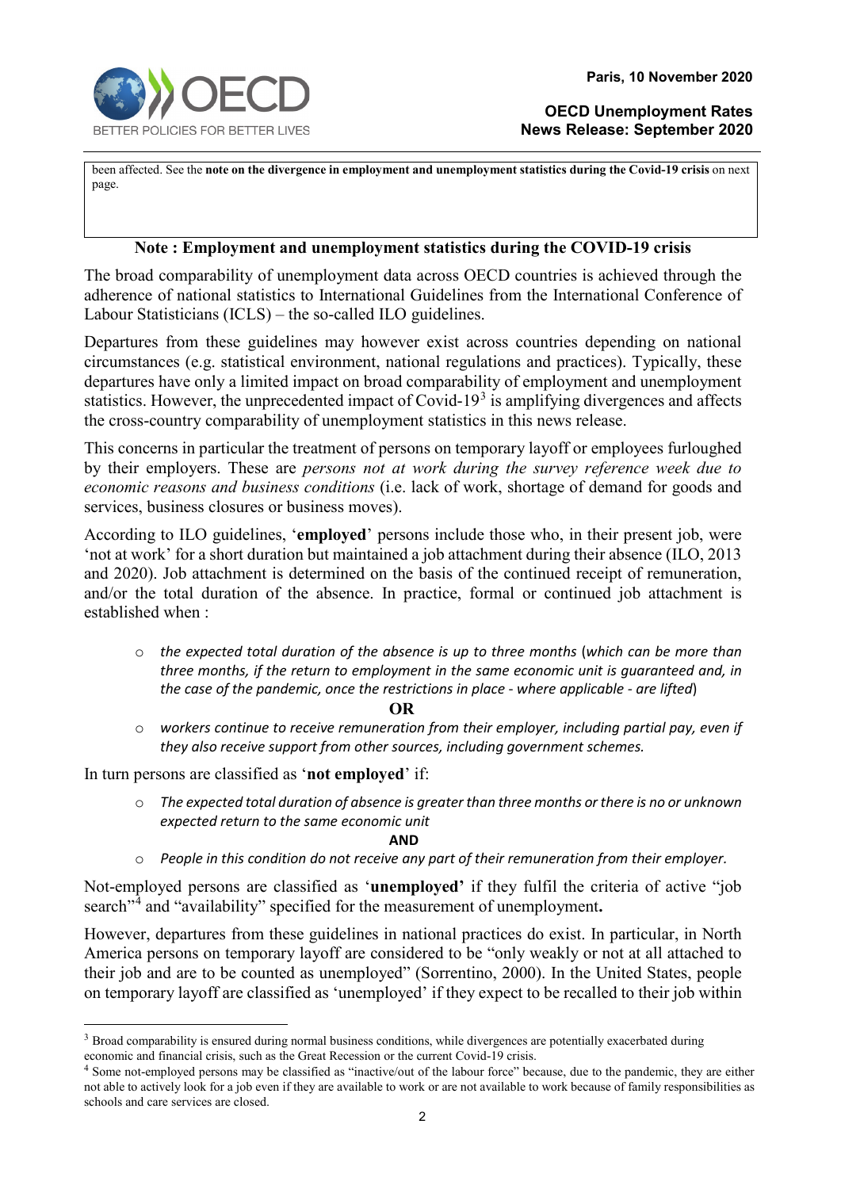been affected. See the **note on the divergence in employment and unemployment statistics during the Covid-19 crisis** on next page.

## Note : Employment and unemployment statistics during the COVID-19 crisis

The broad comparability of unemployment data across OECD countries is achieved through the adherence of national statistics to International Guidelines from the International Conference of Labour Statisticians (ICLS) – the so-called ILO guidelines.

Departures from these guidelines may however exist across countries depending on national circumstances (e.g. statistical environment, national regulations and practices). Typically, these departures have only a limited impact on broad comparability of employment and unemployment statistics. However, the unprecedented impact of Covid-19[3] is amplifying divergences and affects the cross-country comparability of unemployment statistics in this news release.

This concerns in particular the treatment of persons on temporary layoff or employees furloughed by their employers. These are *persons not at work during the survey reference week due to economic reasons and business conditions* (i.e. lack of work, shortage of demand for goods and services, business closures or business moves).

According to ILO guidelines, '**employed**' persons include those who, in their present job, were 'not at work' for a short duration but maintained a job attachment during their absence (ILO, 2013 and 2020). Job attachment is determined on the basis of the continued receipt of remuneration, and/or the total duration of the absence. In practice, formal or continued job attachment is established when :

- *the expected total duration of the absence is up to three months* (*which can be more than three months, if the return to employment in the same economic unit is guaranteed and, in the case of the pandemic, once the restrictions in place - where applicable - are lifted*)

**OR**

- *workers continue to receive remuneration from their employer, including partial pay, even if they also receive support from other sources, including government schemes.*

In turn persons are classified as '**not employed**' if:

- *The expected total duration of absence is greater than three months or there is no or unknown expected return to the same economic unit*

**AND**

- *People in this condition do not receive any part of their remuneration from their employer.*

Not-employed persons are classified as '**unemployed'** if they fulfil the criteria of active "job search"[4] and "availability" specified for the measurement of unemployment**.**

However, departures from these guidelines in national practices do exist. In particular, in North America persons on temporary layoff are considered to be "only weakly or not at all attached to their job and are to be counted as unemployed" (Sorrentino, 2000). In the United States, people on temporary layoff are classified as 'unemployed' if they expect to be recalled to their job within

---

[3] Broad comparability is ensured during normal business conditions, while divergences are potentially exacerbated during economic and financial crisis, such as the Great Recession or the current Covid-19 crisis.

[4] Some not-employed persons may be classified as "inactive/out of the labour force" because, due to the pandemic, they are either not able to actively look for a job even if they are available to work or are not available to work because of family responsibilities as schools and care services are closed.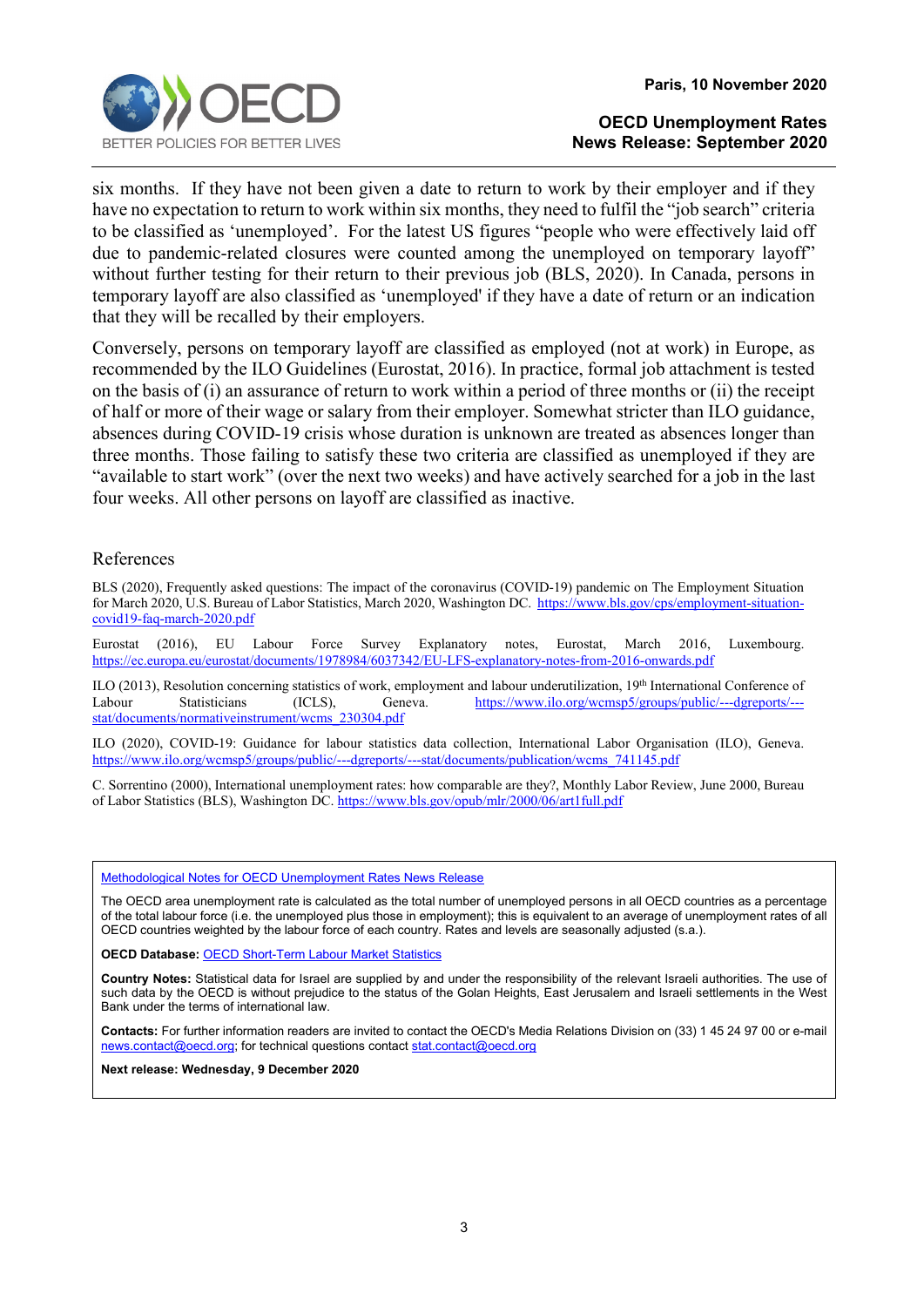six months. If they have not been given a date to return to work by their employer and if they have no expectation to return to work within six months, they need to fulfil the "job search" criteria to be classified as 'unemployed'. For the latest US figures "people who were effectively laid off due to pandemic-related closures were counted among the unemployed on temporary layoff" without further testing for their return to their previous job (BLS, 2020). In Canada, persons in temporary layoff are also classified as 'unemployed' if they have a date of return or an indication that they will be recalled by their employers.

Conversely, persons on temporary layoff are classified as employed (not at work) in Europe, as recommended by the ILO Guidelines (Eurostat, 2016). In practice, formal job attachment is tested on the basis of (i) an assurance of return to work within a period of three months or (ii) the receipt of half or more of their wage or salary from their employer. Somewhat stricter than ILO guidance, absences during COVID-19 crisis whose duration is unknown are treated as absences longer than three months. Those failing to satisfy these two criteria are classified as unemployed if they are "available to start work" (over the next two weeks) and have actively searched for a job in the last four weeks. All other persons on layoff are classified as inactive.

## References

BLS (2020), Frequently asked questions: The impact of the coronavirus (COVID-19) pandemic on The Employment Situation for March 2020, U.S. Bureau of Labor Statistics, March 2020, Washington DC. https://www.bls.gov/cps/employment-situation-covid19-faq-march-2020.pdf

Eurostat (2016), EU Labour Force Survey Explanatory notes, Eurostat, March 2016, Luxembourg. https://ec.europa.eu/eurostat/documents/1978984/6037342/EU-LFS-explanatory-notes-from-2016-onwards.pdf

ILO (2013), Resolution concerning statistics of work, employment and labour underutilization, 19th International Conference of Labour Statisticians (ICLS), Geneva. https://www.ilo.org/wcmsp5/groups/public/---dgreports/---stat/documents/normativeinstrument/wcms_230304.pdf

ILO (2020), COVID-19: Guidance for labour statistics data collection, International Labour Organisation (ILO), Geneva. https://www.ilo.org/wcmsp5/groups/public/---dgreports/---stat/documents/publication/wcms_741145.pdf

C. Sorrentino (2000), International unemployment rates: how comparable are they?, Monthly Labor Review, June 2000, Bureau of Labor Statistics (BLS), Washington DC. https://www.bls.gov/opub/mlr/2000/06/art1full.pdf

---

Methodological Notes for OECD Unemployment Rates News Release

The OECD area unemployment rate is calculated as the total number of unemployed persons in all OECD countries as a percentage of the total labour force (i.e. the unemployed plus those in employment); this is equivalent to an average of unemployment rates of all OECD countries weighted by the labour force of each country. Rates and levels are seasonally adjusted (s.a.).

**OECD Database:** OECD Short-Term Labour Market Statistics

**Country Notes:** Statistical data for Israel are supplied by and under the responsibility of the relevant Israeli authorities. The use of such data by the OECD is without prejudice to the status of the Golan Heights, East Jerusalem and Israeli settlements in the West Bank under the terms of international law.

**Contacts:** For further information readers are invited to contact the OECD's Media Relations Division on (33) 1 45 24 97 00 or e-mail news.contact@oecd.org; for technical questions contact stat.contact@oecd.org

**Next release: Wednesday, 9 December 2020**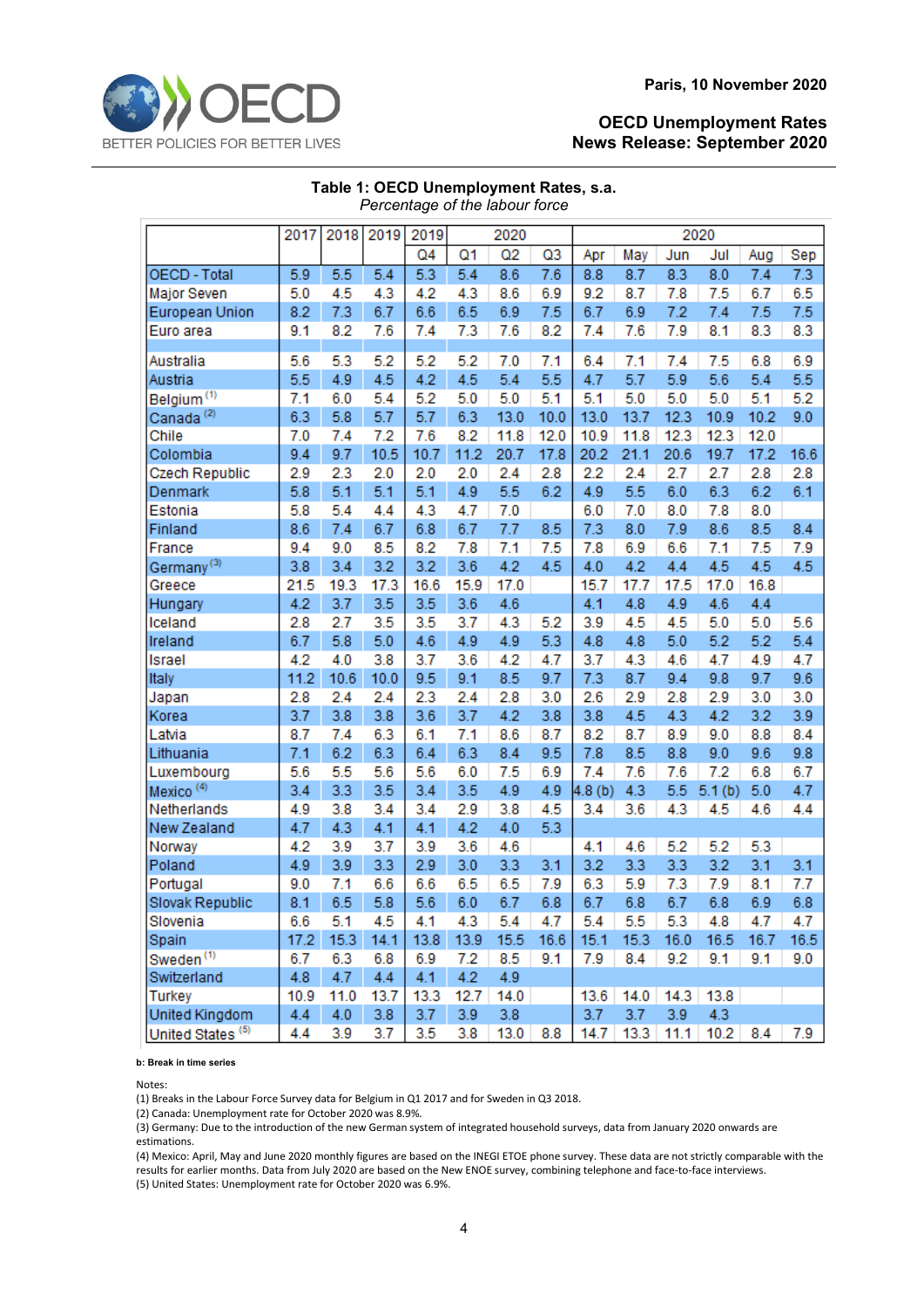Paris, 10 November 2020

**OECD Unemployment Rates**
**News Release: September 2020**

**Table 1: OECD Unemployment Rates, s.a.**
*Percentage of the labour force*

| | 2017 | 2018 | 2019 | 2019 | 2020 | | | 2020 | | | | | |
|---|---|---|---|---|---|---|---|---|---|---|---|---|---|
| | | | | Q4 | Q1 | Q2 | Q3 | Apr | May | Jun | Jul | Aug | Sep |
| OECD - Total | 5.9 | 5.5 | 5.4 | 5.3 | 5.4 | 8.6 | 7.6 | 8.8 | 8.7 | 8.3 | 8.0 | 7.4 | 7.3 |
| Major Seven | 5.0 | 4.5 | 4.3 | 4.2 | 4.3 | 8.6 | 6.9 | 9.2 | 8.7 | 7.8 | 7.5 | 6.7 | 6.5 |
| European Union | 8.2 | 7.3 | 6.7 | 6.6 | 6.5 | 6.9 | 7.5 | 6.7 | 6.9 | 7.2 | 7.4 | 7.5 | 7.5 |
| Euro area | 9.1 | 8.2 | 7.6 | 7.4 | 7.3 | 7.6 | 8.2 | 7.4 | 7.6 | 7.9 | 8.1 | 8.3 | 8.3 |
| Australia | 5.6 | 5.3 | 5.2 | 5.2 | 5.2 | 7.0 | 7.1 | 6.4 | 7.1 | 7.4 | 7.5 | 6.8 | 6.9 |
| Austria | 5.5 | 4.9 | 4.5 | 4.2 | 4.5 | 5.4 | 5.5 | 4.7 | 5.7 | 5.9 | 5.6 | 5.4 | 5.5 |
| Belgium [(1)] | 7.1 | 6.0 | 5.4 | 5.2 | 5.0 | 5.0 | 5.1 | 5.1 | 5.0 | 5.0 | 5.0 | 5.1 | 5.2 |
| Canada [(2)] | 6.3 | 5.8 | 5.7 | 5.7 | 6.3 | 13.0 | 10.0 | 13.0 | 13.7 | 12.3 | 10.9 | 10.2 | 9.0 |
| Chile | 7.0 | 7.4 | 7.2 | 7.6 | 8.2 | 11.8 | 12.0 | 10.9 | 11.8 | 12.3 | 12.3 | 12.0 | |
| Colombia | 9.4 | 9.7 | 10.5 | 10.7 | 11.2 | 20.7 | 17.8 | 20.2 | 21.1 | 20.6 | 19.7 | 17.2 | 16.6 |
| Czech Republic | 2.9 | 2.3 | 2.0 | 2.0 | 2.0 | 2.4 | 2.8 | 2.2 | 2.4 | 2.7 | 2.7 | 2.8 | 2.8 |
| Denmark | 5.8 | 5.1 | 5.1 | 5.1 | 4.9 | 5.5 | 6.2 | 4.9 | 5.5 | 6.0 | 6.3 | 6.2 | 6.1 |
| Estonia | 5.8 | 5.4 | 4.4 | 4.3 | 4.7 | 7.0 | | 6.0 | 7.0 | 8.0 | 7.8 | 8.0 | |
| Finland | 8.6 | 7.4 | 6.7 | 6.8 | 6.7 | 7.7 | 8.5 | 7.3 | 8.0 | 7.9 | 8.6 | 8.5 | 8.4 |
| France | 9.4 | 9.0 | 8.5 | 8.2 | 7.8 | 7.1 | 7.5 | 7.8 | 6.9 | 6.6 | 7.1 | 7.5 | 7.9 |
| Germany [(3)] | 3.8 | 3.4 | 3.2 | 3.2 | 3.6 | 4.2 | 4.5 | 4.0 | 4.2 | 4.4 | 4.4 | 4.5 | 4.5 |
| Greece | 21.5 | 19.3 | 17.3 | 16.6 | 15.9 | 17.0 | | 15.7 | 17.7 | 17.5 | 17.0 | 16.8 | |
| Hungary | 4.2 | 3.7 | 3.5 | 3.5 | 3.6 | 4.6 | | 4.1 | 4.8 | 4.9 | 4.6 | 4.4 | |
| Iceland | 2.8 | 2.7 | 3.5 | 3.5 | 3.7 | 4.3 | 5.2 | 3.9 | 4.5 | 4.5 | 5.0 | 5.0 | 5.6 |
| Ireland | 6.7 | 5.8 | 5.0 | 4.6 | 4.9 | 4.9 | 5.3 | 4.8 | 4.8 | 5.0 | 5.2 | 5.2 | 5.4 |
| Israel | 4.2 | 4.0 | 3.8 | 3.7 | 3.6 | 4.2 | 4.7 | 3.7 | 4.3 | 4.6 | 4.7 | 4.9 | 4.7 |
| Italy | 11.2 | 10.6 | 10.0 | 9.5 | 9.1 | 8.5 | 9.7 | 7.3 | 8.7 | 9.4 | 9.8 | 9.7 | 9.6 |
| Japan | 2.8 | 2.4 | 2.4 | 2.3 | 2.4 | 2.8 | 3.0 | 2.6 | 2.9 | 2.8 | 2.9 | 3.0 | 3.0 |
| Korea | 3.7 | 3.8 | 3.8 | 3.6 | 3.7 | 4.2 | 3.8 | 3.8 | 4.5 | 4.3 | 4.2 | 3.2 | 3.9 |
| Latvia | 8.7 | 7.4 | 6.3 | 6.1 | 7.1 | 8.6 | 8.7 | 8.2 | 8.7 | 8.9 | 9.0 | 8.8 | 8.4 |
| Lithuania | 7.1 | 6.2 | 6.3 | 6.4 | 6.3 | 8.4 | 9.5 | 7.8 | 8.5 | 8.8 | 9.0 | 9.6 | 9.8 |
| Luxembourg | 5.6 | 5.5 | 5.6 | 5.6 | 6.0 | 7.5 | 6.9 | 7.4 | 7.6 | 7.6 | 7.2 | 6.8 | 6.7 |
| Mexico [(4)] | 3.4 | 3.3 | 3.5 | 3.4 | 3.5 | 4.9 | 4.9 | 4.8 (b) | 4.3 | 5.5 | 5.1 (b) | 5.0 | 4.7 |
| Netherlands | 4.9 | 3.8 | 3.4 | 3.4 | 2.9 | 3.8 | 4.5 | 3.4 | 3.6 | 4.3 | 4.5 | 4.6 | 4.4 |
| New Zealand | 4.7 | 4.3 | 4.1 | 4.1 | 4.2 | 4.0 | 5.3 | | | | | | |
| Norway | 4.2 | 3.9 | 3.7 | 3.9 | 3.6 | 4.6 | | 4.1 | 4.6 | 5.2 | 5.2 | 5.3 | |
| Poland | 4.9 | 3.9 | 3.3 | 2.9 | 3.0 | 3.3 | 3.1 | 3.2 | 3.3 | 3.3 | 3.2 | 3.1 | 3.1 |
| Portugal | 9.0 | 7.1 | 6.6 | 6.6 | 6.5 | 6.5 | 7.9 | 6.3 | 5.9 | 7.3 | 7.9 | 8.1 | 7.7 |
| Slovak Republic | 8.1 | 6.5 | 5.8 | 5.6 | 6.0 | 6.7 | 6.8 | 6.7 | 6.8 | 6.7 | 6.8 | 6.9 | 6.8 |
| Slovenia | 6.6 | 5.1 | 4.5 | 4.1 | 4.3 | 5.4 | 4.7 | 5.4 | 5.5 | 5.3 | 4.8 | 4.7 | 4.7 |
| Spain | 17.2 | 15.3 | 14.1 | 13.8 | 13.9 | 15.5 | 16.6 | 15.1 | 15.3 | 16.0 | 16.5 | 16.7 | 16.5 |
| Sweden [(1)] | 6.7 | 6.3 | 6.8 | 6.9 | 7.2 | 8.5 | 9.1 | 7.9 | 8.4 | 9.2 | 9.1 | 9.1 | 9.0 |
| Switzerland | 4.8 | 4.7 | 4.4 | 4.1 | 4.2 | 4.9 | | | | | | | |
| Turkey | 10.9 | 11.0 | 13.7 | 13.3 | 12.7 | 14.0 | | 13.6 | 14.0 | 14.3 | 13.8 | | |
| United Kingdom | 4.4 | 4.0 | 3.8 | 3.7 | 3.9 | 3.8 | | 3.7 | 3.7 | 3.9 | 4.3 | | |
| United States [(5)] | 4.4 | 3.9 | 3.7 | 3.5 | 3.8 | 13.0 | 8.8 | 14.7 | 13.3 | 11.1 | 10.2 | 8.4 | 7.9 |

**b: Break in time series**

Notes:
(1) Breaks in the Labour Force Survey data for Belgium in Q1 2017 and for Sweden in Q3 2018.
(2) Canada: Unemployment rate for October 2020 was 8.9%.
(3) Germany: Due to the introduction of the new German system of integrated household surveys, data from January 2020 onwards are estimations.
(4) Mexico: April, May and June 2020 monthly figures are based on the INEGI ETOE phone survey. These data are not strictly comparable with the results for earlier months. Data from July 2020 are based on the New ENOE survey, combining telephone and face-to-face interviews.
(5) United States: Unemployment rate for October 2020 was 6.9%.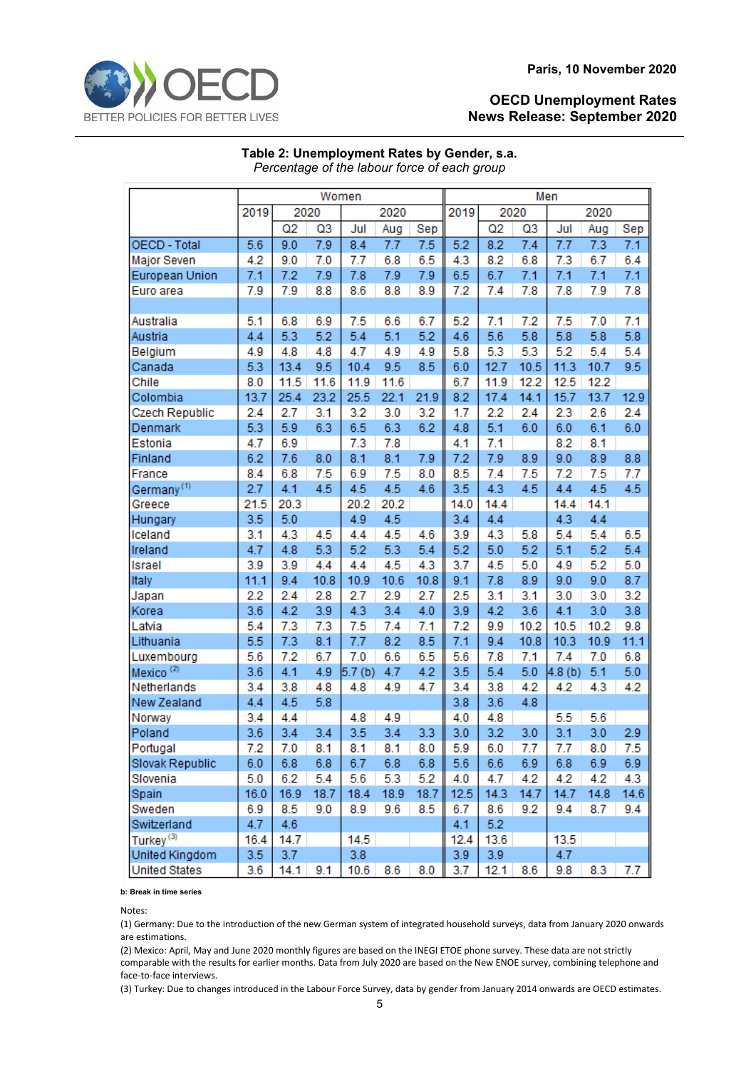Paris, 10 November 2020

**OECD Unemployment Rates**
**News Release: September 2020**

### Table 2: Unemployment Rates by Gender, s.a.

*Percentage of the labour force of each group*

| | Women | | | | | | Men | | | | | |
|---|---|---|---|---|---|---|---|---|---|---|---|---|
| | 2019 | 2020 | | 2020 | | | 2019 | 2020 | | 2020 | | |
| | | Q2 | Q3 | Jul | Aug | Sep | | Q2 | Q3 | Jul | Aug | Sep |
| OECD - Total | 5.6 | 9.0 | 7.9 | 8.4 | 7.7 | 7.5 | 5.2 | 8.2 | 7.4 | 7.7 | 7.3 | 7.1 |
| Major Seven | 4.2 | 9.0 | 7.0 | 7.7 | 6.8 | 6.5 | 4.3 | 8.2 | 6.8 | 7.3 | 6.7 | 6.4 |
| European Union | 7.1 | 7.2 | 7.9 | 7.8 | 7.9 | 7.9 | 6.5 | 6.7 | 7.1 | 7.1 | 7.1 | 7.1 |
| Euro area | 7.9 | 7.9 | 8.8 | 8.6 | 8.8 | 8.9 | 7.2 | 7.4 | 7.8 | 7.8 | 7.9 | 7.8 |
| | | | | | | | | | | | | |
| Australia | 5.1 | 6.8 | 6.9 | 7.5 | 6.6 | 6.7 | 5.2 | 7.1 | 7.2 | 7.5 | 7.0 | 7.1 |
| Austria | 4.4 | 5.3 | 5.2 | 5.4 | 5.1 | 5.2 | 4.6 | 5.6 | 5.8 | 5.8 | 5.8 | 5.8 |
| Belgium | 4.9 | 4.8 | 4.8 | 4.7 | 4.9 | 4.9 | 5.8 | 5.3 | 5.3 | 5.2 | 5.4 | 5.4 |
| Canada | 5.3 | 13.4 | 9.5 | 10.4 | 9.5 | 8.5 | 6.0 | 12.7 | 10.5 | 11.3 | 10.7 | 9.5 |
| Chile | 8.0 | 11.5 | 11.6 | 11.9 | 11.6 | | 6.7 | 11.9 | 12.2 | 12.5 | 12.2 | |
| Colombia | 13.7 | 25.4 | 23.2 | 25.5 | 22.1 | 21.9 | 8.2 | 17.4 | 14.1 | 15.7 | 13.7 | 12.9 |
| Czech Republic | 2.4 | 2.7 | 3.1 | 3.2 | 3.0 | 3.2 | 1.7 | 2.2 | 2.4 | 2.3 | 2.6 | 2.4 |
| Denmark | 5.3 | 5.9 | 6.3 | 6.5 | 6.3 | 6.2 | 4.8 | 5.1 | 6.0 | 6.0 | 6.1 | 6.0 |
| Estonia | 4.7 | 6.9 | | 7.3 | 7.8 | | 4.1 | 7.1 | | 8.2 | 8.1 | |
| Finland | 6.2 | 7.6 | 8.0 | 8.1 | 8.1 | 7.9 | 7.2 | 7.9 | 8.9 | 9.0 | 8.9 | 8.8 |
| France | 8.4 | 6.8 | 7.5 | 6.9 | 7.5 | 8.0 | 8.5 | 7.4 | 7.5 | 7.2 | 7.5 | 7.7 |
| Germany (1) | 2.7 | 4.1 | 4.5 | 4.5 | 4.5 | 4.6 | 3.5 | 4.3 | 4.5 | 4.4 | 4.5 | 4.5 |
| Greece | 21.5 | 20.3 | | 20.2 | 20.2 | | 14.0 | 14.4 | | 14.4 | 14.1 | |
| Hungary | 3.5 | 5.0 | | 4.9 | 4.5 | | 3.4 | 4.4 | | 4.3 | 4.4 | |
| Iceland | 3.1 | 4.3 | 4.5 | 4.4 | 4.5 | 4.6 | 3.9 | 4.3 | 5.8 | 5.4 | 5.4 | 6.5 |
| Ireland | 4.7 | 4.8 | 5.3 | 5.2 | 5.3 | 5.4 | 5.2 | 5.0 | 5.2 | 5.1 | 5.2 | 5.4 |
| Israel | 3.9 | 3.9 | 4.4 | 4.4 | 4.5 | 4.3 | 3.7 | 4.5 | 5.0 | 4.9 | 5.2 | 5.0 |
| Italy | 11.1 | 9.4 | 10.8 | 10.9 | 10.6 | 10.8 | 9.1 | 7.8 | 8.9 | 9.0 | 9.0 | 8.7 |
| Japan | 2.2 | 2.4 | 2.8 | 2.7 | 2.9 | 2.7 | 2.5 | 3.1 | 3.1 | 3.0 | 3.0 | 3.2 |
| Korea | 3.6 | 4.2 | 3.9 | 4.3 | 3.4 | 4.0 | 3.9 | 4.2 | 3.6 | 4.1 | 3.0 | 3.8 |
| Latvia | 5.4 | 7.3 | 7.3 | 7.5 | 7.4 | 7.1 | 7.2 | 9.9 | 10.2 | 10.5 | 10.2 | 9.8 |
| Lithuania | 5.5 | 7.3 | 8.1 | 7.7 | 8.2 | 8.5 | 7.1 | 9.4 | 10.8 | 10.3 | 10.9 | 11.1 |
| Luxembourg | 5.6 | 7.2 | 6.7 | 7.0 | 6.6 | 6.5 | 5.6 | 7.8 | 7.1 | 7.4 | 7.0 | 6.8 |
| Mexico (2) | 3.6 | 4.1 | 4.9 | 5.7 (b) | 4.7 | 4.2 | 3.5 | 5.4 | 5.0 | 4.8 (b) | 5.1 | 5.0 |
| Netherlands | 3.4 | 3.8 | 4.8 | 4.8 | 4.9 | 4.7 | 3.4 | 3.8 | 4.2 | 4.2 | 4.3 | 4.2 |
| New Zealand | 4.4 | 4.5 | 5.8 | | | | 3.8 | 3.6 | 4.8 | | | |
| Norway | 3.4 | 4.4 | | 4.8 | 4.9 | | 4.0 | 4.8 | | 5.5 | 5.6 | |
| Poland | 3.6 | 3.4 | 3.4 | 3.5 | 3.4 | 3.3 | 3.0 | 3.2 | 3.0 | 3.1 | 3.0 | 2.9 |
| Portugal | 7.2 | 7.0 | 8.1 | 8.1 | 8.1 | 8.0 | 5.9 | 6.0 | 7.7 | 7.7 | 8.0 | 7.5 |
| Slovak Republic | 6.0 | 6.8 | 6.8 | 6.7 | 6.8 | 6.8 | 5.6 | 6.6 | 6.9 | 6.8 | 6.9 | 6.9 |
| Slovenia | 5.0 | 6.2 | 5.4 | 5.6 | 5.3 | 5.2 | 4.0 | 4.7 | 4.2 | 4.2 | 4.2 | 4.3 |
| Spain | 16.0 | 16.9 | 18.7 | 18.4 | 18.9 | 18.7 | 12.5 | 14.3 | 14.7 | 14.7 | 14.8 | 14.6 |
| Sweden | 6.9 | 8.5 | 9.0 | 8.9 | 9.6 | 8.5 | 6.7 | 8.6 | 9.2 | 9.4 | 8.7 | 9.4 |
| Switzerland | 4.7 | 4.6 | | | | | 4.1 | 5.2 | | | | |
| Turkey (3) | 16.4 | 14.7 | | 14.5 | | | 12.4 | 13.6 | | 13.5 | | |
| United Kingdom | 3.5 | 3.7 | | 3.8 | | | 3.9 | 3.9 | | 4.7 | | |
| United States | 3.6 | 14.1 | 9.1 | 10.6 | 8.6 | 8.0 | 3.7 | 12.1 | 8.6 | 9.8 | 8.3 | 7.7 |

**b: Break in time series**

Notes:

(1) Germany: Due to the introduction of the new German system of integrated household surveys, data from January 2020 onwards are estimations.

(2) Mexico: April, May and June 2020 monthly figures are based on the INEGI ETOE phone survey. These data are not strictly comparable with the results for earlier months. Data from July 2020 are based on the New ENOE survey, combining telephone and face-to-face interviews.

(3) Turkey: Due to changes introduced in the Labour Force Survey, data by gender from January 2014 onwards are OECD estimates.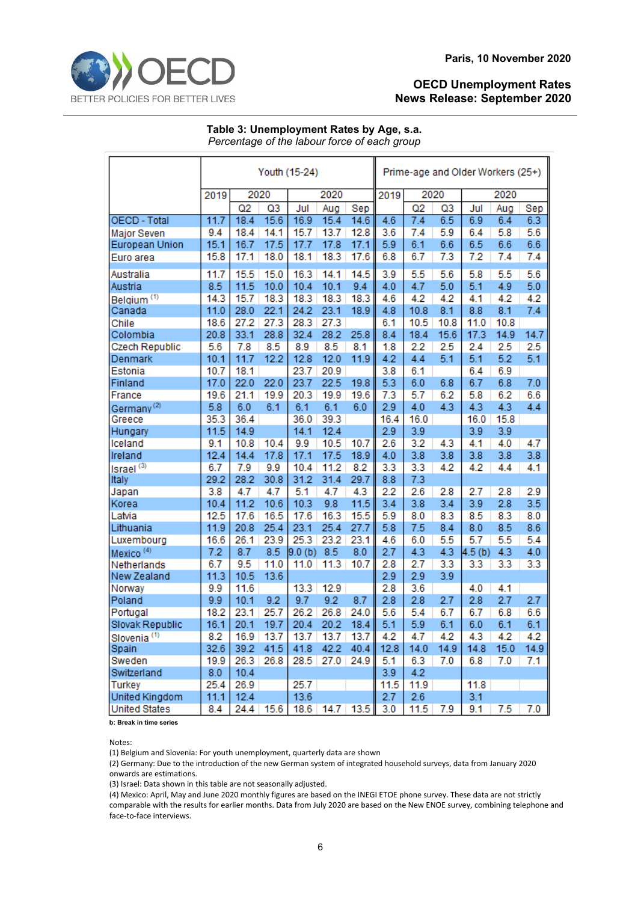Paris, 10 November 2020

**OECD Unemployment Rates News Release: September 2020**

**Table 3: Unemployment Rates by Age, s.a.**
*Percentage of the labour force of each group*

| | Youth (15-24) | | | | | | Prime-age and Older Workers (25+) | | | | | |
|---|---|---|---|---|---|---|---|---|---|---|---|---|
| | 2019 | 2020 | | 2020 | | | 2019 | 2020 | | 2020 | | |
| | | Q2 | Q3 | Jul | Aug | Sep | | Q2 | Q3 | Jul | Aug | Sep |
| OECD - Total | 11.7 | 18.4 | 15.6 | 16.9 | 15.4 | 14.6 | 4.6 | 7.4 | 6.5 | 6.9 | 6.4 | 6.3 |
| Major Seven | 9.4 | 18.4 | 14.1 | 15.7 | 13.7 | 12.8 | 3.6 | 7.4 | 5.9 | 6.4 | 5.8 | 5.6 |
| European Union | 15.1 | 16.7 | 17.5 | 17.7 | 17.8 | 17.1 | 5.9 | 6.1 | 6.6 | 6.5 | 6.6 | 6.6 |
| Euro area | 15.8 | 17.1 | 18.0 | 18.1 | 18.3 | 17.6 | 6.8 | 6.7 | 7.3 | 7.2 | 7.4 | 7.4 |
| Australia | 11.7 | 15.5 | 15.0 | 16.3 | 14.1 | 14.5 | 3.9 | 5.5 | 5.6 | 5.8 | 5.5 | 5.6 |
| Austria | 8.5 | 11.5 | 10.0 | 10.4 | 10.1 | 9.4 | 4.0 | 4.7 | 5.0 | 5.1 | 4.9 | 5.0 |
| Belgium (1) | 14.3 | 15.7 | 18.3 | 18.3 | 18.3 | 18.3 | 4.6 | 4.2 | 4.2 | 4.1 | 4.2 | 4.2 |
| Canada | 11.0 | 28.0 | 22.1 | 24.2 | 23.1 | 18.9 | 4.8 | 10.8 | 8.1 | 8.8 | 8.1 | 7.4 |
| Chile | 18.6 | 27.2 | 27.3 | 28.3 | 27.3 | | 6.1 | 10.5 | 10.8 | 11.0 | 10.8 | |
| Colombia | 20.8 | 33.1 | 28.8 | 32.4 | 28.2 | 25.8 | 8.4 | 18.4 | 15.6 | 17.3 | 14.9 | 14.7 |
| Czech Republic | 5.6 | 7.8 | 8.5 | 8.9 | 8.5 | 8.1 | 1.8 | 2.2 | 2.5 | 2.4 | 2.5 | 2.5 |
| Denmark | 10.1 | 11.7 | 12.2 | 12.8 | 12.0 | 11.9 | 4.2 | 4.4 | 5.1 | 5.1 | 5.2 | 5.1 |
| Estonia | 10.7 | 18.1 | | 23.7 | 20.9 | | 3.8 | 6.1 | | 6.4 | 6.9 | |
| Finland | 17.0 | 22.0 | 22.0 | 23.7 | 22.5 | 19.8 | 5.3 | 6.0 | 6.8 | 6.7 | 6.8 | 7.0 |
| France | 19.6 | 21.1 | 19.9 | 20.3 | 19.9 | 19.6 | 7.3 | 5.7 | 6.2 | 5.8 | 6.2 | 6.6 |
| Germany (2) | 5.8 | 6.0 | 6.1 | 6.1 | 6.1 | 6.0 | 2.9 | 4.0 | 4.3 | 4.3 | 4.3 | 4.4 |
| Greece | 35.3 | 36.4 | | 36.0 | 39.3 | | 16.4 | 16.0 | | 16.0 | 15.8 | |
| Hungary | 11.5 | 14.9 | | 14.1 | 12.4 | | 2.9 | 3.9 | | 3.9 | 3.9 | |
| Iceland | 9.1 | 10.8 | 10.4 | 9.9 | 10.5 | 10.7 | 2.6 | 3.2 | 4.3 | 4.1 | 4.0 | 4.7 |
| Ireland | 12.4 | 14.4 | 17.8 | 17.1 | 17.5 | 18.9 | 4.0 | 3.8 | 3.8 | 3.8 | 3.8 | 3.8 |
| Israel (3) | 6.7 | 7.9 | 9.9 | 10.4 | 11.2 | 8.2 | 3.3 | 3.3 | 4.2 | 4.2 | 4.4 | 4.1 |
| Italy | 29.2 | 28.2 | 30.8 | 31.2 | 31.4 | 29.7 | 8.8 | 7.3 | | | | |
| Japan | 3.8 | 4.7 | 4.7 | 5.1 | 4.7 | 4.3 | 2.2 | 2.6 | 2.8 | 2.7 | 2.8 | 2.9 |
| Korea | 10.4 | 11.2 | 10.6 | 10.3 | 9.8 | 11.5 | 3.4 | 3.8 | 3.4 | 3.9 | 2.8 | 3.5 |
| Latvia | 12.5 | 17.6 | 16.5 | 17.6 | 16.3 | 15.5 | 5.9 | 8.0 | 8.3 | 8.5 | 8.3 | 8.0 |
| Lithuania | 11.9 | 20.8 | 25.4 | 23.1 | 25.4 | 27.7 | 5.8 | 7.5 | 8.4 | 8.0 | 8.5 | 8.6 |
| Luxembourg | 16.6 | 26.1 | 23.9 | 25.3 | 23.2 | 23.1 | 4.6 | 6.0 | 5.5 | 5.7 | 5.5 | 5.4 |
| Mexico (4) | 7.2 | 8.7 | 8.5 | 9.0 (b) | 8.5 | 8.0 | 2.7 | 4.3 | 4.3 | 4.5 (b) | 4.3 | 4.0 |
| Netherlands | 6.7 | 9.5 | 11.0 | 11.0 | 11.3 | 10.7 | 2.8 | 2.7 | 3.3 | 3.3 | 3.3 | 3.3 |
| New Zealand | 11.3 | 10.5 | 13.6 | | | | 2.9 | 2.9 | 3.9 | | | |
| Norway | 9.9 | 11.6 | | 13.3 | 12.9 | | 2.8 | 3.6 | | 4.0 | 4.1 | |
| Poland | 9.9 | 10.1 | 9.2 | 9.7 | 9.2 | 8.7 | 2.8 | 2.8 | 2.7 | 2.8 | 2.7 | 2.7 |
| Portugal | 18.2 | 23.1 | 25.7 | 26.2 | 26.8 | 24.0 | 5.6 | 5.4 | 6.7 | 6.7 | 6.8 | 6.6 |
| Slovak Republic | 16.1 | 20.1 | 19.7 | 20.4 | 20.2 | 18.4 | 5.1 | 5.9 | 6.1 | 6.0 | 6.1 | 6.1 |
| Slovenia (1) | 8.2 | 16.9 | 13.7 | 13.7 | 13.7 | 13.7 | 4.2 | 4.7 | 4.2 | 4.3 | 4.2 | 4.2 |
| Spain | 32.6 | 39.2 | 41.5 | 41.8 | 42.2 | 40.4 | 12.8 | 14.0 | 14.9 | 14.8 | 15.0 | 14.9 |
| Sweden | 19.9 | 26.3 | 26.8 | 28.5 | 27.0 | 24.9 | 5.1 | 6.3 | 7.0 | 6.8 | 7.0 | 7.1 |
| Switzerland | 8.0 | 10.4 | | | | | 3.9 | 4.2 | | | | |
| Turkey | 25.4 | 26.9 | | 25.7 | | | 11.5 | 11.9 | | 11.8 | | |
| United Kingdom | 11.1 | 12.4 | | 13.6 | | | 2.7 | 2.6 | | 3.1 | | |
| United States | 8.4 | 24.4 | 15.6 | 18.6 | 14.7 | 13.5 | 3.0 | 11.5 | 7.9 | 9.1 | 7.5 | 7.0 |

**b: Break in time series**

Notes:
(1) Belgium and Slovenia: For youth unemployment, quarterly data are shown
(2) Germany: Due to the introduction of the new German system of integrated household surveys, data from January 2020 onwards are estimations.
(3) Israel: Data shown in this table are not seasonally adjusted.
(4) Mexico: April, May and June 2020 monthly figures are based on the INEGI ETOE phone survey. These data are not strictly comparable with the results for earlier months. Data from July 2020 are based on the New ENOE survey, combining telephone and face-to-face interviews.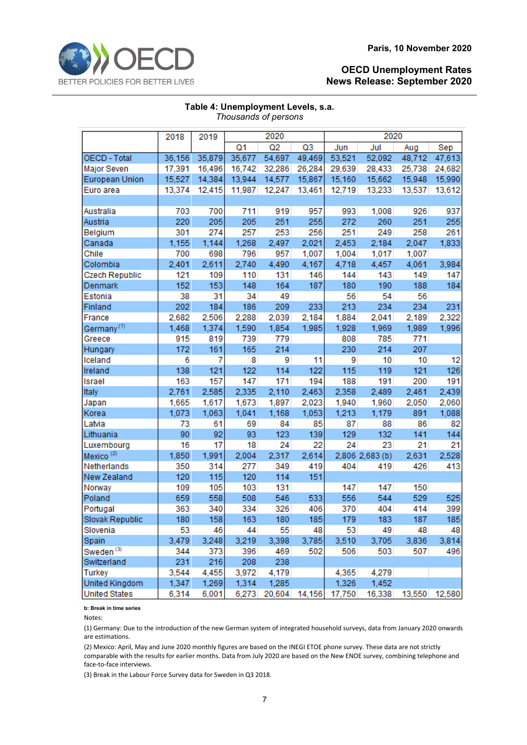Paris, 10 November 2020

**OECD Unemployment Rates**
**News Release: September 2020**

### Table 4: Unemployment Levels, s.a.

*Thousands of persons*

| | 2018 | 2019 | 2020 | | | 2020 | | | |
|---|---|---|---|---|---|---|---|---|---|
| | | | Q1 | Q2 | Q3 | Jun | Jul | Aug | Sep |
| OECD - Total | 36,156 | 35,879 | 35,677 | 54,697 | 49,469 | 53,521 | 52,092 | 48,712 | 47,613 |
| Major Seven | 17,391 | 16,496 | 16,742 | 32,286 | 26,284 | 29,639 | 28,433 | 25,738 | 24,682 |
| European Union | 15,527 | 14,384 | 13,944 | 14,577 | 15,867 | 15,160 | 15,662 | 15,948 | 15,990 |
| Euro area | 13,374 | 12,415 | 11,987 | 12,247 | 13,461 | 12,719 | 13,233 | 13,537 | 13,612 |
| | | | | | | | | | |
| Australia | 703 | 700 | 711 | 919 | 957 | 993 | 1,008 | 926 | 937 |
| Austria | 220 | 205 | 205 | 251 | 255 | 272 | 260 | 251 | 255 |
| Belgium | 301 | 274 | 257 | 253 | 256 | 251 | 249 | 258 | 261 |
| Canada | 1,155 | 1,144 | 1,268 | 2,497 | 2,021 | 2,453 | 2,184 | 2,047 | 1,833 |
| Chile | 700 | 698 | 796 | 957 | 1,007 | 1,004 | 1,017 | 1,007 | |
| Colombia | 2,401 | 2,611 | 2,740 | 4,490 | 4,167 | 4,718 | 4,457 | 4,061 | 3,984 |
| Czech Republic | 121 | 109 | 110 | 131 | 146 | 144 | 143 | 149 | 147 |
| Denmark | 152 | 153 | 148 | 164 | 187 | 180 | 190 | 188 | 184 |
| Estonia | 38 | 31 | 34 | 49 | | 56 | 54 | 56 | |
| Finland | 202 | 184 | 186 | 209 | 233 | 213 | 234 | 234 | 231 |
| France | 2,682 | 2,506 | 2,288 | 2,039 | 2,184 | 1,884 | 2,041 | 2,189 | 2,322 |
| Germany (1) | 1,468 | 1,374 | 1,590 | 1,854 | 1,985 | 1,928 | 1,969 | 1,989 | 1,996 |
| Greece | 915 | 819 | 739 | 779 | | 808 | 785 | 771 | |
| Hungary | 172 | 161 | 165 | 214 | | 230 | 214 | 207 | |
| Iceland | 6 | 7 | 8 | 9 | 11 | 9 | 10 | 10 | 12 |
| Ireland | 138 | 121 | 122 | 114 | 122 | 115 | 119 | 121 | 126 |
| Israel | 163 | 157 | 147 | 171 | 194 | 188 | 191 | 200 | 191 |
| Italy | 2,761 | 2,585 | 2,335 | 2,110 | 2,463 | 2,358 | 2,489 | 2,461 | 2,439 |
| Japan | 1,665 | 1,617 | 1,673 | 1,897 | 2,023 | 1,940 | 1,960 | 2,050 | 2,060 |
| Korea | 1,073 | 1,063 | 1,041 | 1,168 | 1,053 | 1,213 | 1,179 | 891 | 1,088 |
| Latvia | 73 | 61 | 69 | 84 | 85 | 87 | 88 | 86 | 82 |
| Lithuania | 90 | 92 | 93 | 123 | 139 | 129 | 132 | 141 | 144 |
| Luxembourg | 16 | 17 | 18 | 24 | 22 | 24 | 23 | 21 | 21 |
| Mexico (2) | 1,850 | 1,991 | 2,004 | 2,317 | 2,614 | 2,806 | 2,683 (b) | 2,631 | 2,528 |
| Netherlands | 350 | 314 | 277 | 349 | 419 | 404 | 419 | 426 | 413 |
| New Zealand | 120 | 115 | 120 | 114 | 151 | | | | |
| Norway | 109 | 105 | 103 | 131 | | 147 | 147 | 150 | |
| Poland | 659 | 558 | 508 | 546 | 533 | 556 | 544 | 529 | 525 |
| Portugal | 363 | 340 | 334 | 326 | 406 | 370 | 404 | 414 | 399 |
| Slovak Republic | 180 | 158 | 163 | 180 | 185 | 179 | 183 | 187 | 185 |
| Slovenia | 53 | 46 | 44 | 55 | 48 | 53 | 49 | 48 | 48 |
| Spain | 3,479 | 3,248 | 3,219 | 3,398 | 3,785 | 3,510 | 3,705 | 3,836 | 3,814 |
| Sweden (3) | 344 | 373 | 396 | 469 | 502 | 506 | 503 | 507 | 496 |
| Switzerland | 231 | 216 | 208 | 238 | | | | | |
| Turkey | 3,544 | 4,455 | 3,972 | 4,179 | | 4,365 | 4,279 | | |
| United Kingdom | 1,347 | 1,269 | 1,314 | 1,285 | | 1,326 | 1,452 | | |
| United States | 6,314 | 6,001 | 6,273 | 20,604 | 14,156 | 17,750 | 16,338 | 13,550 | 12,580 |

**b: Break in time series**

Notes:

(1) Germany: Due to the introduction of the new German system of integrated household surveys, data from January 2020 onwards are estimations.

(2) Mexico: April, May and June 2020 monthly figures are based on the INEGI ETOE phone survey. These data are not strictly comparable with the results for earlier months. Data from July 2020 are based on the New ENOE survey, combining telephone and face-to-face interviews.

(3) Break in the Labour Force Survey data for Sweden in Q3 2018.